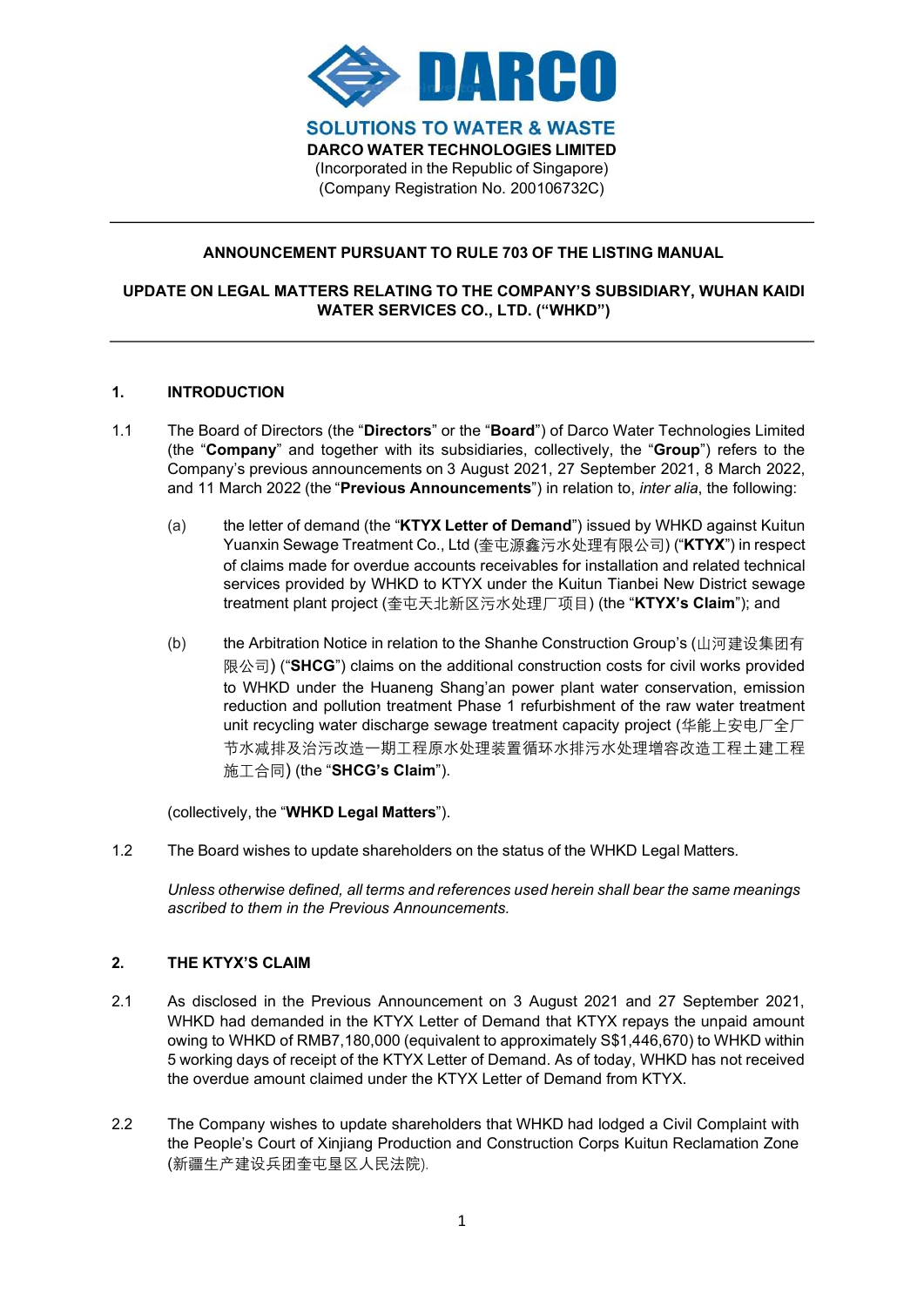**DARCO**

**SOLUTIONS TO WATER & WASTE**

**DARCO WATER TECHNOLOGIES LIMITED**
(Incorporated in the Republic of Singapore)
(Company Registration No. 200106732C)

---

**ANNOUNCEMENT PURSUANT TO RULE 703 OF THE LISTING MANUAL**

**UPDATE ON LEGAL MATTERS RELATING TO THE COMPANY'S SUBSIDIARY, WUHAN KAIDI WATER SERVICES CO., LTD. ("WHKD")**

---

## 1. INTRODUCTION

1.1 The Board of Directors (the "**Directors**" or the "**Board**") of Darco Water Technologies Limited (the "**Company**" and together with its subsidiaries, collectively, the "**Group**") refers to the Company's previous announcements on 3 August 2021, 27 September 2021, 8 March 2022, and 11 March 2022 (the "**Previous Announcements**") in relation to, *inter alia*, the following:

(a) the letter of demand (the "**KTYX Letter of Demand**") issued by WHKD against Kuitun Yuanxin Sewage Treatment Co., Ltd (奎屯源鑫污水处理有限公司) ("**KTYX**") in respect of claims made for overdue accounts receivables for installation and related technical services provided by WHKD to KTYX under the Kuitun Tianbei New District sewage treatment plant project (奎屯天北新区污水处理厂项目) (the "**KTYX's Claim**"); and

(b) the Arbitration Notice in relation to the Shanhe Construction Group's (山河建设集团有限公司) ("**SHCG**") claims on the additional construction costs for civil works provided to WHKD under the Huaneng Shang'an power plant water conservation, emission reduction and pollution treatment Phase 1 refurbishment of the raw water treatment unit recycling water discharge sewage treatment capacity project (华能上安电厂全厂节水减排及治污改造一期工程原水处理装置循环水排污水处理增容改造工程土建工程施工合同) (the "**SHCG's Claim**").

(collectively, the "**WHKD Legal Matters**").

1.2 The Board wishes to update shareholders on the status of the WHKD Legal Matters.

*Unless otherwise defined, all terms and references used herein shall bear the same meanings ascribed to them in the Previous Announcements.*

## 2. THE KTYX'S CLAIM

2.1 As disclosed in the Previous Announcement on 3 August 2021 and 27 September 2021, WHKD had demanded in the KTYX Letter of Demand that KTYX repays the unpaid amount owing to WHKD of RMB7,180,000 (equivalent to approximately S$1,446,670) to WHKD within 5 working days of receipt of the KTYX Letter of Demand. As of today, WHKD has not received the overdue amount claimed under the KTYX Letter of Demand from KTYX.

2.2 The Company wishes to update shareholders that WHKD had lodged a Civil Complaint with the People's Court of Xinjiang Production and Construction Corps Kuitun Reclamation Zone (新疆生产建设兵团奎屯垦区人民法院).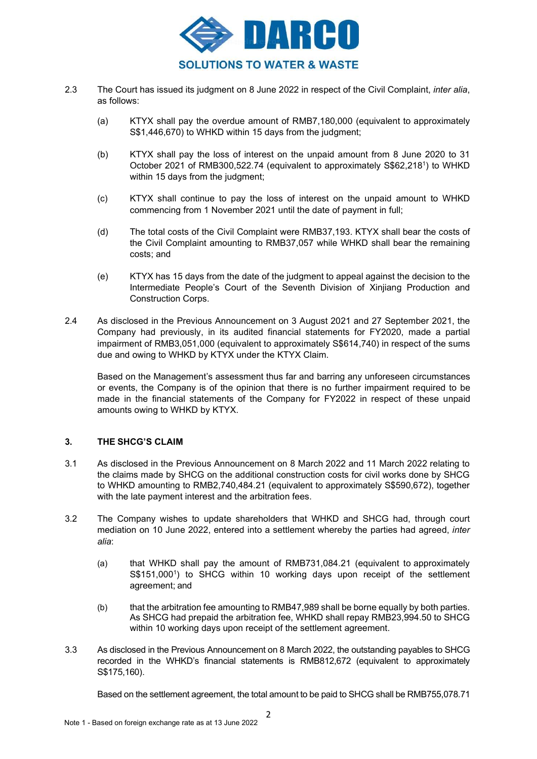2.3 The Court has issued its judgment on 8 June 2022 in respect of the Civil Complaint, *inter alia*, as follows:

(a) KTYX shall pay the overdue amount of RMB7,180,000 (equivalent to approximately S$1,446,670) to WHKD within 15 days from the judgment;

(b) KTYX shall pay the loss of interest on the unpaid amount from 8 June 2020 to 31 October 2021 of RMB300,522.74 (equivalent to approximately S$62,218[1]) to WHKD within 15 days from the judgment;

(c) KTYX shall continue to pay the loss of interest on the unpaid amount to WHKD commencing from 1 November 2021 until the date of payment in full;

(d) The total costs of the Civil Complaint were RMB37,193. KTYX shall bear the costs of the Civil Complaint amounting to RMB37,057 while WHKD shall bear the remaining costs; and

(e) KTYX has 15 days from the date of the judgment to appeal against the decision to the Intermediate People's Court of the Seventh Division of Xinjiang Production and Construction Corps.

2.4 As disclosed in the Previous Announcement on 3 August 2021 and 27 September 2021, the Company had previously, in its audited financial statements for FY2020, made a partial impairment of RMB3,051,000 (equivalent to approximately S$614,740) in respect of the sums due and owing to WHKD by KTYX under the KTYX Claim.

Based on the Management's assessment thus far and barring any unforeseen circumstances or events, the Company is of the opinion that there is no further impairment required to be made in the financial statements of the Company for FY2022 in respect of these unpaid amounts owing to WHKD by KTYX.

## 3. THE SHCG'S CLAIM

3.1 As disclosed in the Previous Announcement on 8 March 2022 and 11 March 2022 relating to the claims made by SHCG on the additional construction costs for civil works done by SHCG to WHKD amounting to RMB2,740,484.21 (equivalent to approximately S$590,672), together with the late payment interest and the arbitration fees.

3.2 The Company wishes to update shareholders that WHKD and SHCG had, through court mediation on 10 June 2022, entered into a settlement whereby the parties had agreed, *inter alia*:

(a) that WHKD shall pay the amount of RMB731,084.21 (equivalent to approximately S$151,000[1]) to SHCG within 10 working days upon receipt of the settlement agreement; and

(b) that the arbitration fee amounting to RMB47,989 shall be borne equally by both parties. As SHCG had prepaid the arbitration fee, WHKD shall repay RMB23,994.50 to SHCG within 10 working days upon receipt of the settlement agreement.

3.3 As disclosed in the Previous Announcement on 8 March 2022, the outstanding payables to SHCG recorded in the WHKD's financial statements is RMB812,672 (equivalent to approximately S$175,160).

Based on the settlement agreement, the total amount to be paid to SHCG shall be RMB755,078.71

Note 1 - Based on foreign exchange rate as at 13 June 2022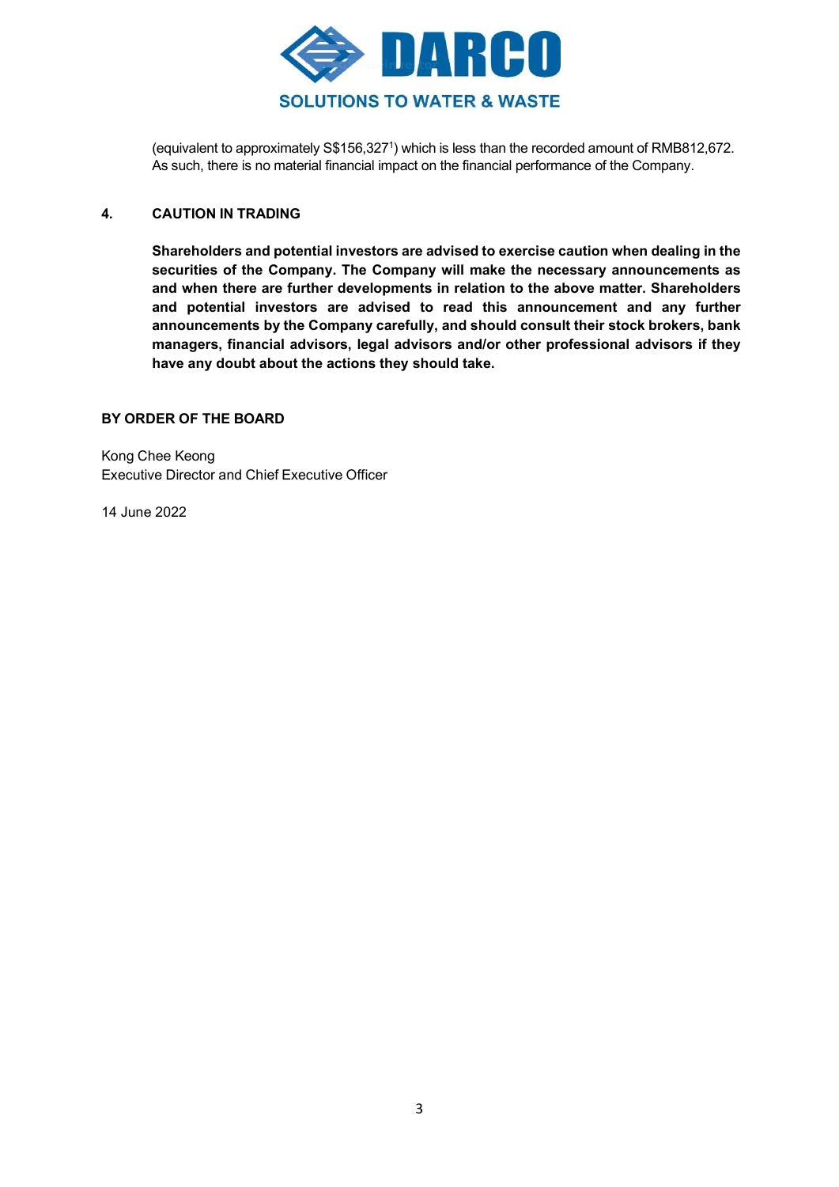(equivalent to approximately S$156,327[1]) which is less than the recorded amount of RMB812,672. As such, there is no material financial impact on the financial performance of the Company.

## 4. CAUTION IN TRADING

**Shareholders and potential investors are advised to exercise caution when dealing in the securities of the Company. The Company will make the necessary announcements as and when there are further developments in relation to the above matter. Shareholders and potential investors are advised to read this announcement and any further announcements by the Company carefully, and should consult their stock brokers, bank managers, financial advisors, legal advisors and/or other professional advisors if they have any doubt about the actions they should take.**

**BY ORDER OF THE BOARD**

Kong Chee Keong
Executive Director and Chief Executive Officer

14 June 2022